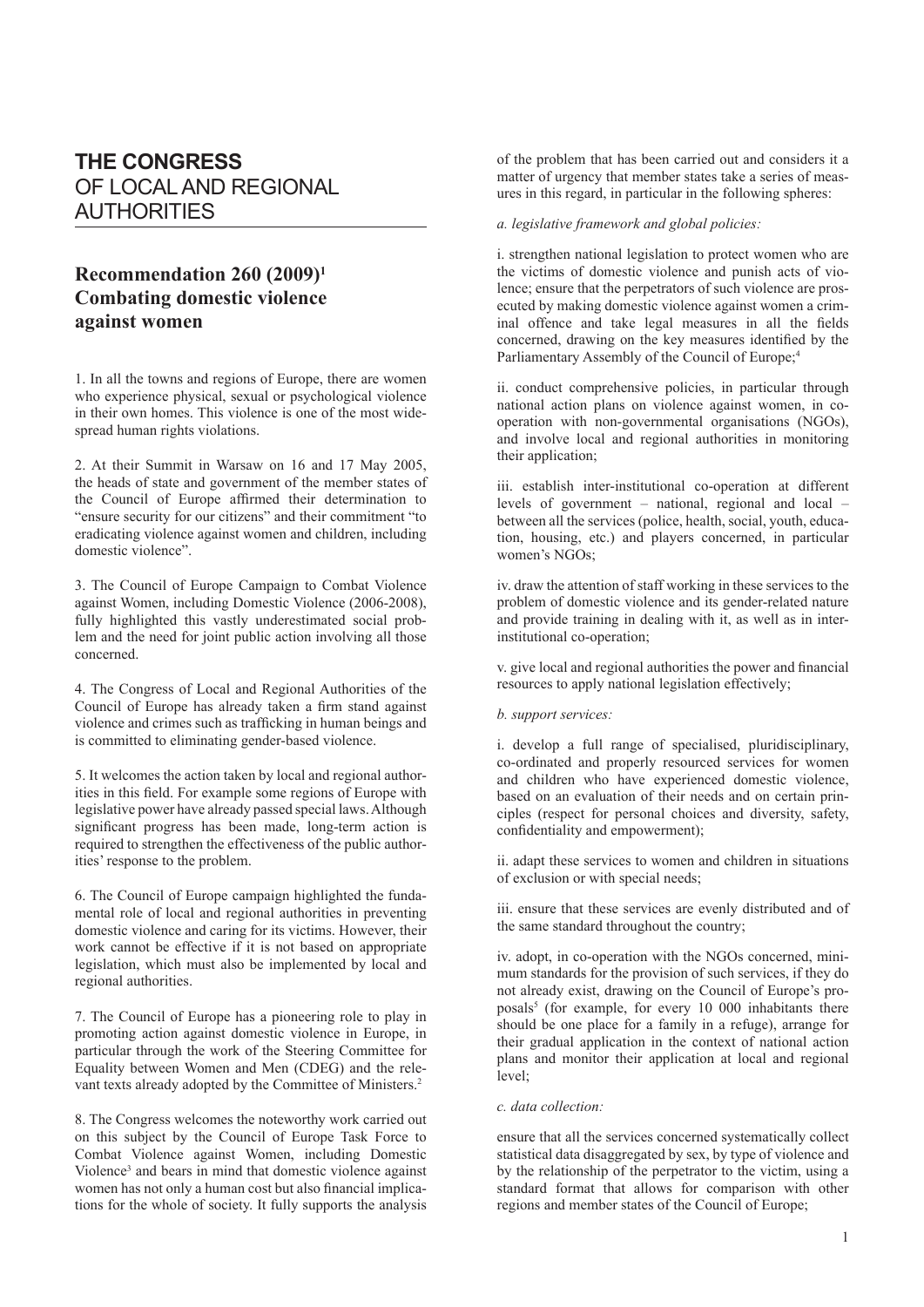# THE CONGRESS OF LOCAL AND REGIONAL AUTHORITIES

## Recommendation 260 (2009)[1] Combating domestic violence against women

1. In all the towns and regions of Europe, there are women who experience physical, sexual or psychological violence in their own homes. This violence is one of the most widespread human rights violations.

2. At their Summit in Warsaw on 16 and 17 May 2005, the heads of state and government of the member states of the Council of Europe affirmed their determination to "ensure security for our citizens" and their commitment "to eradicating violence against women and children, including domestic violence".

3. The Council of Europe Campaign to Combat Violence against Women, including Domestic Violence (2006-2008), fully highlighted this vastly underestimated social problem and the need for joint public action involving all those concerned.

4. The Congress of Local and Regional Authorities of the Council of Europe has already taken a firm stand against violence and crimes such as trafficking in human beings and is committed to eliminating gender-based violence.

5. It welcomes the action taken by local and regional authorities in this field. For example some regions of Europe with legislative power have already passed special laws. Although significant progress has been made, long-term action is required to strengthen the effectiveness of the public authorities' response to the problem.

6. The Council of Europe campaign highlighted the fundamental role of local and regional authorities in preventing domestic violence and caring for its victims. However, their work cannot be effective if it is not based on appropriate legislation, which must also be implemented by local and regional authorities.

7. The Council of Europe has a pioneering role to play in promoting action against domestic violence in Europe, in particular through the work of the Steering Committee for Equality between Women and Men (CDEG) and the relevant texts already adopted by the Committee of Ministers.[2]

8. The Congress welcomes the noteworthy work carried out on this subject by the Council of Europe Task Force to Combat Violence against Women, including Domestic Violence[3] and bears in mind that domestic violence against women has not only a human cost but also financial implications for the whole of society. It fully supports the analysis of the problem that has been carried out and considers it a matter of urgency that member states take a series of measures in this regard, in particular in the following spheres:

*a. legislative framework and global policies:*

i. strengthen national legislation to protect women who are the victims of domestic violence and punish acts of violence; ensure that the perpetrators of such violence are prosecuted by making domestic violence against women a criminal offence and take legal measures in all the fields concerned, drawing on the key measures identified by the Parliamentary Assembly of the Council of Europe;[4]

ii. conduct comprehensive policies, in particular through national action plans on violence against women, in co-operation with non-governmental organisations (NGOs), and involve local and regional authorities in monitoring their application;

iii. establish inter-institutional co-operation at different levels of government – national, regional and local – between all the services (police, health, social, youth, education, housing, etc.) and players concerned, in particular women's NGOs;

iv. draw the attention of staff working in these services to the problem of domestic violence and its gender-related nature and provide training in dealing with it, as well as in inter-institutional co-operation;

v. give local and regional authorities the power and financial resources to apply national legislation effectively;

*b. support services:*

i. develop a full range of specialised, pluridisciplinary, co-ordinated and properly resourced services for women and children who have experienced domestic violence, based on an evaluation of their needs and on certain principles (respect for personal choices and diversity, safety, confidentiality and empowerment);

ii. adapt these services to women and children in situations of exclusion or with special needs;

iii. ensure that these services are evenly distributed and of the same standard throughout the country;

iv. adopt, in co-operation with the NGOs concerned, minimum standards for the provision of such services, if they do not already exist, drawing on the Council of Europe's proposals[5] (for example, for every 10 000 inhabitants there should be one place for a family in a refuge), arrange for their gradual application in the context of national action plans and monitor their application at local and regional level;

*c. data collection:*

ensure that all the services concerned systematically collect statistical data disaggregated by sex, by type of violence and by the relationship of the perpetrator to the victim, using a standard format that allows for comparison with other regions and member states of the Council of Europe;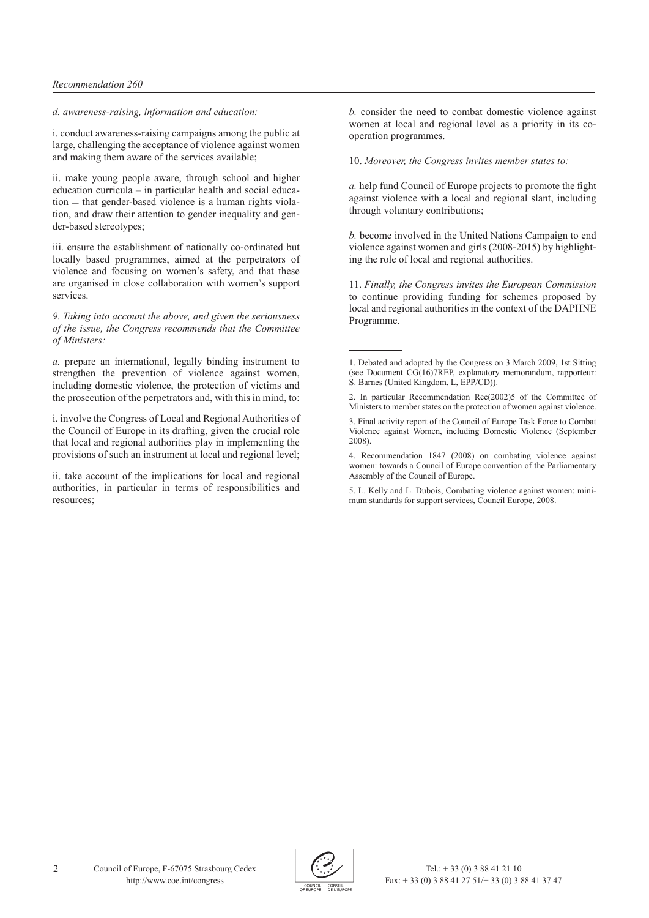*d. awareness-raising, information and education:*

i. conduct awareness-raising campaigns among the public at large, challenging the acceptance of violence against women and making them aware of the services available;

ii. make young people aware, through school and higher education curricula – in particular health and social education – that gender-based violence is a human rights violation, and draw their attention to gender inequality and gender-based stereotypes;

iii. ensure the establishment of nationally co-ordinated but locally based programmes, aimed at the perpetrators of violence and focusing on women's safety, and that these are organised in close collaboration with women's support services.

*9. Taking into account the above, and given the seriousness of the issue, the Congress recommends that the Committee of Ministers:*

*a.* prepare an international, legally binding instrument to strengthen the prevention of violence against women, including domestic violence, the protection of victims and the prosecution of the perpetrators and, with this in mind, to:

i. involve the Congress of Local and Regional Authorities of the Council of Europe in its drafting, given the crucial role that local and regional authorities play in implementing the provisions of such an instrument at local and regional level;

ii. take account of the implications for local and regional authorities, in particular in terms of responsibilities and resources;

*b.* consider the need to combat domestic violence against women at local and regional level as a priority in its co-operation programmes.

10. *Moreover, the Congress invites member states to:*

*a.* help fund Council of Europe projects to promote the fight against violence with a local and regional slant, including through voluntary contributions;

*b.* become involved in the United Nations Campaign to end violence against women and girls (2008-2015) by highlighting the role of local and regional authorities.

11. *Finally, the Congress invites the European Commission* to continue providing funding for schemes proposed by local and regional authorities in the context of the DAPHNE Programme.

---

1. Debated and adopted by the Congress on 3 March 2009, 1st Sitting (see Document CG(16)7REP, explanatory memorandum, rapporteur: S. Barnes (United Kingdom, L, EPP/CD)).

2. In particular Recommendation Rec(2002)5 of the Committee of Ministers to member states on the protection of women against violence.

3. Final activity report of the Council of Europe Task Force to Combat Violence against Women, including Domestic Violence (September 2008).

4. Recommendation 1847 (2008) on combating violence against women: towards a Council of Europe convention of the Parliamentary Assembly of the Council of Europe.

5. L. Kelly and L. Dubois, Combating violence against women: minimum standards for support services, Council Europe, 2008.

Council of Europe, F-67075 Strasbourg Cedex
http://www.coe.int/congress

Tel.: + 33 (0) 3 88 41 21 10
Fax: + 33 (0) 3 88 41 27 51/+ 33 (0) 3 88 41 37 47